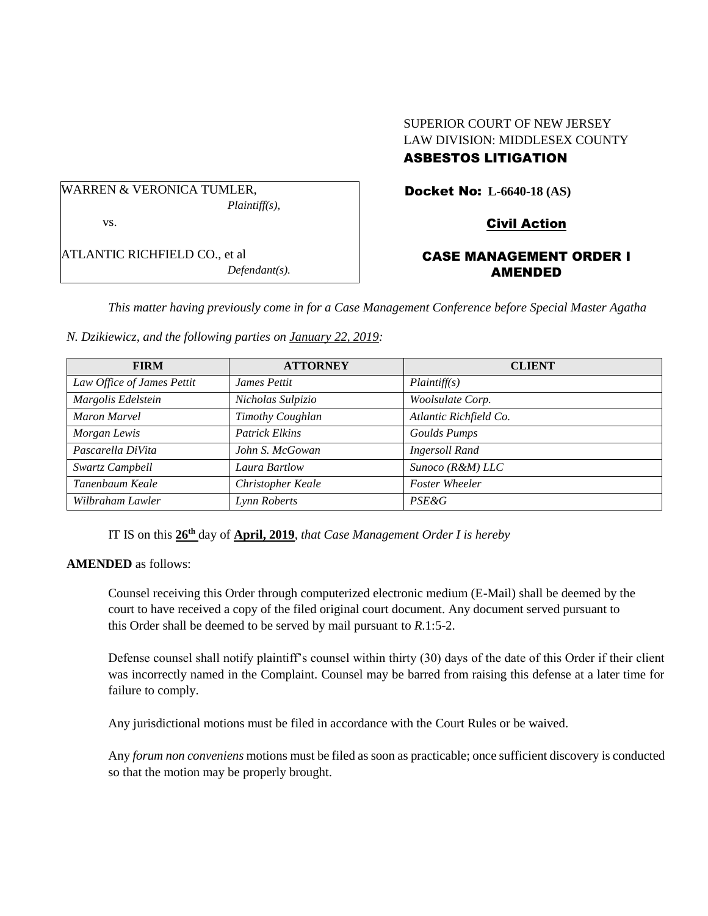SUPERIOR COURT OF NEW JERSEY
LAW DIVISION: MIDDLESEX COUNTY
**ASBESTOS LITIGATION**

| WARREN & VERONICA TUMLER, *Plaintiff(s),* vs. ATLANTIC RICHFIELD CO., et al *Defendant(s).* |
|---|

**Docket No: L-6640-18 (AS)**

**Civil Action**

**CASE MANAGEMENT ORDER I AMENDED**

*This matter having previously come in for a Case Management Conference before Special Master Agatha N. Dzikiewicz, and the following parties on January 22, 2019:*

| FIRM | ATTORNEY | CLIENT |
|---|---|---|
| *Law Office of James Pettit* | *James Pettit* | *Plaintiff(s)* |
| *Margolis Edelstein* | *Nicholas Sulpizio* | *Woolsulate Corp.* |
| *Maron Marvel* | *Timothy Coughlan* | *Atlantic Richfield Co.* |
| *Morgan Lewis* | *Patrick Elkins* | *Goulds Pumps* |
| *Pascarella DiVita* | *John S. McGowan* | *Ingersoll Rand* |
| *Swartz Campbell* | *Laura Bartlow* | *Sunoco (R&M) LLC* |
| *Tanenbaum Keale* | *Christopher Keale* | *Foster Wheeler* |
| *Wilbraham Lawler* | *Lynn Roberts* | *PSE&G* |

IT IS on this **26th** day of **April, 2019**, *that Case Management Order I is hereby*

**AMENDED** as follows:

Counsel receiving this Order through computerized electronic medium (E-Mail) shall be deemed by the court to have received a copy of the filed original court document. Any document served pursuant to this Order shall be deemed to be served by mail pursuant to *R*.1:5-2.

Defense counsel shall notify plaintiff's counsel within thirty (30) days of the date of this Order if their client was incorrectly named in the Complaint. Counsel may be barred from raising this defense at a later time for failure to comply.

Any jurisdictional motions must be filed in accordance with the Court Rules or be waived.

Any *forum non conveniens* motions must be filed as soon as practicable; once sufficient discovery is conducted so that the motion may be properly brought.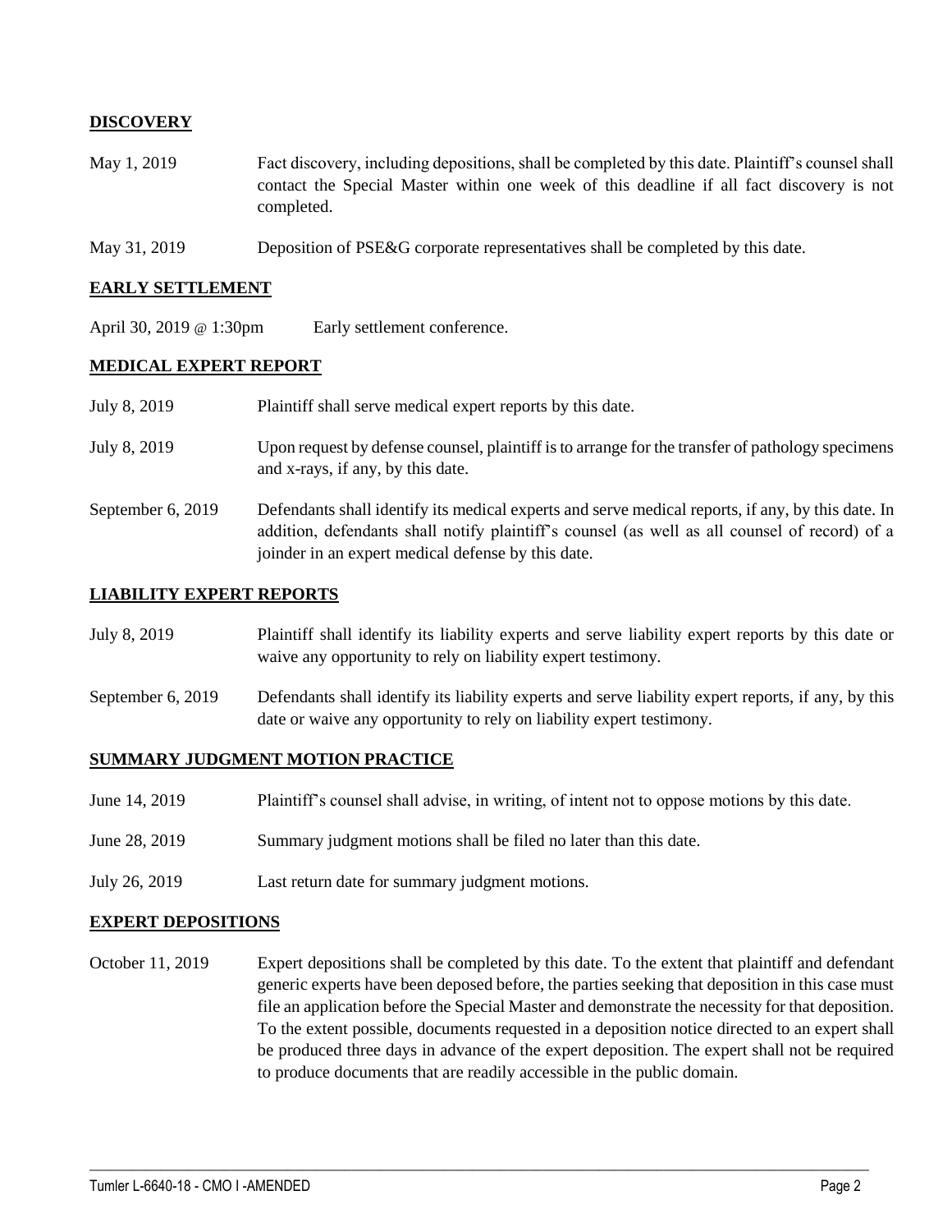**DISCOVERY**

| | |
|---|---|
| May 1, 2019 | Fact discovery, including depositions, shall be completed by this date. Plaintiff's counsel shall contact the Special Master within one week of this deadline if all fact discovery is not completed. |
| May 31, 2019 | Deposition of PSE&G corporate representatives shall be completed by this date. |

**EARLY SETTLEMENT**

| | |
|---|---|
| April 30, 2019 @ 1:30pm | Early settlement conference. |

**MEDICAL EXPERT REPORT**

| | |
|---|---|
| July 8, 2019 | Plaintiff shall serve medical expert reports by this date. |
| July 8, 2019 | Upon request by defense counsel, plaintiff is to arrange for the transfer of pathology specimens and x-rays, if any, by this date. |
| September 6, 2019 | Defendants shall identify its medical experts and serve medical reports, if any, by this date. In addition, defendants shall notify plaintiff's counsel (as well as all counsel of record) of a joinder in an expert medical defense by this date. |

**LIABILITY EXPERT REPORTS**

| | |
|---|---|
| July 8, 2019 | Plaintiff shall identify its liability experts and serve liability expert reports by this date or waive any opportunity to rely on liability expert testimony. |
| September 6, 2019 | Defendants shall identify its liability experts and serve liability expert reports, if any, by this date or waive any opportunity to rely on liability expert testimony. |

**SUMMARY JUDGMENT MOTION PRACTICE**

| | |
|---|---|
| June 14, 2019 | Plaintiff's counsel shall advise, in writing, of intent not to oppose motions by this date. |
| June 28, 2019 | Summary judgment motions shall be filed no later than this date. |
| July 26, 2019 | Last return date for summary judgment motions. |

**EXPERT DEPOSITIONS**

| | |
|---|---|
| October 11, 2019 | Expert depositions shall be completed by this date. To the extent that plaintiff and defendant generic experts have been deposed before, the parties seeking that deposition in this case must file an application before the Special Master and demonstrate the necessity for that deposition. To the extent possible, documents requested in a deposition notice directed to an expert shall be produced three days in advance of the expert deposition. The expert shall not be required to produce documents that are readily accessible in the public domain. |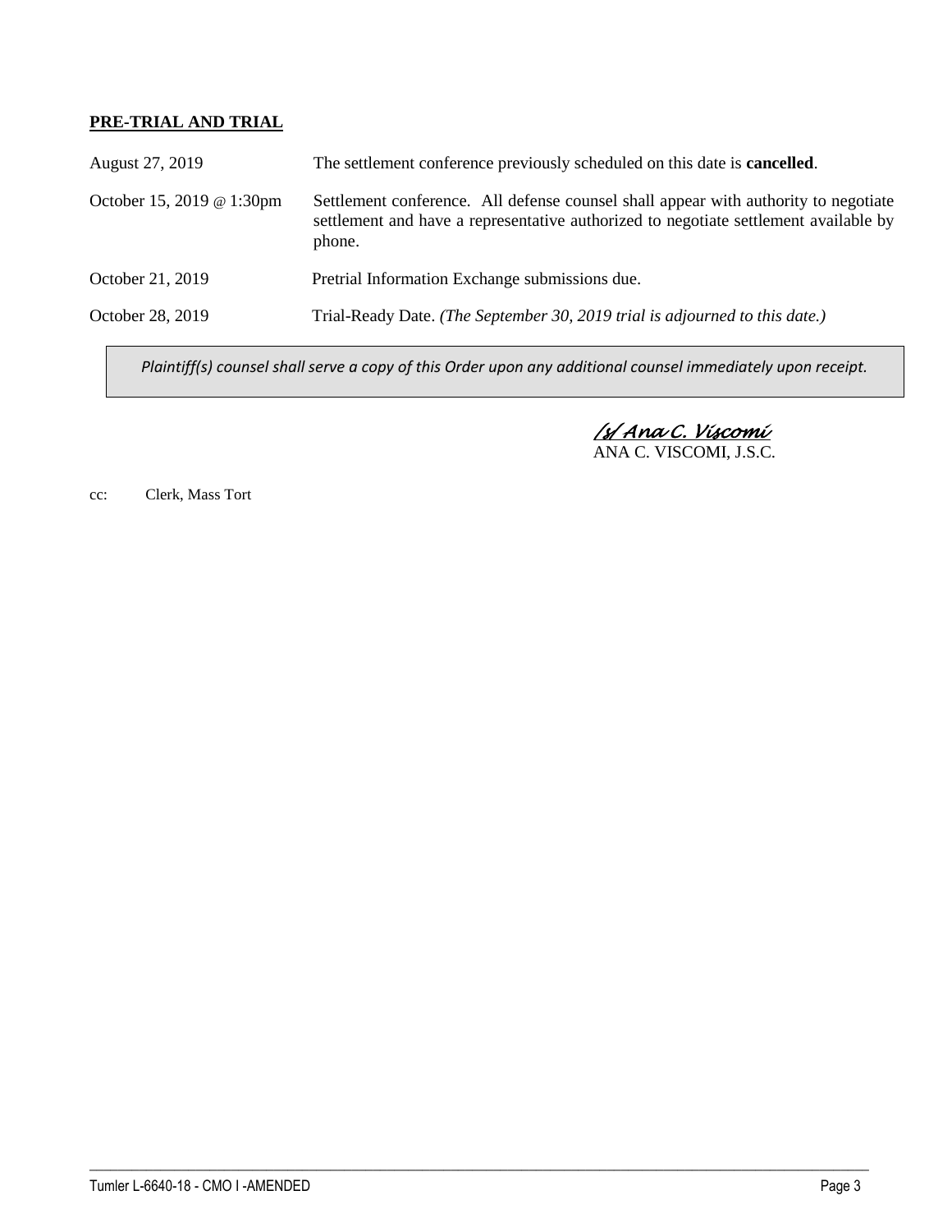## PRE-TRIAL AND TRIAL

| | |
|---|---|
| August 27, 2019 | The settlement conference previously scheduled on this date is **cancelled**. |
| October 15, 2019 @ 1:30pm | Settlement conference. All defense counsel shall appear with authority to negotiate settlement and have a representative authorized to negotiate settlement available by phone. |
| October 21, 2019 | Pretrial Information Exchange submissions due. |
| October 28, 2019 | Trial-Ready Date. *(The September 30, 2019 trial is adjourned to this date.)* |

*Plaintiff(s) counsel shall serve a copy of this Order upon any additional counsel immediately upon receipt.*

*/s/ Ana C. Viscomi*
ANA C. VISCOMI, J.S.C.

cc: Clerk, Mass Tort